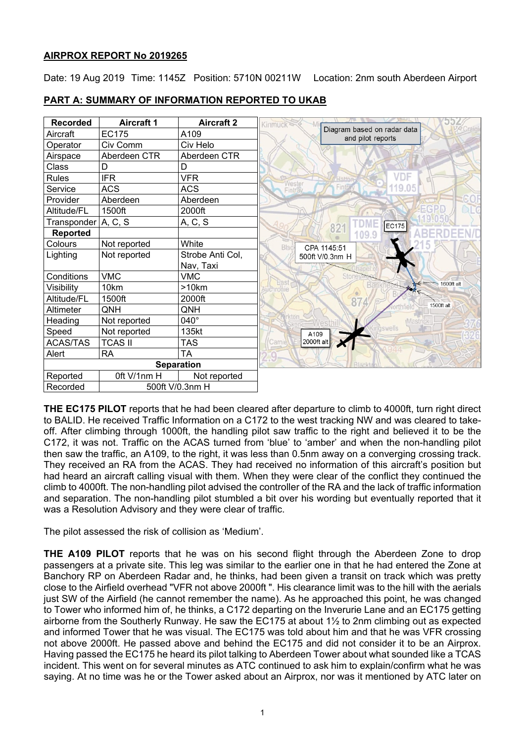**AIRPROX REPORT No 2019265**

Date: 19 Aug 2019 Time: 1145Z Position: 5710N 00211W Location: 2nm south Aberdeen Airport

**PART A: SUMMARY OF INFORMATION REPORTED TO UKAB**

| Recorded | Aircraft 1 | Aircraft 2 |
|---|---|---|
| Aircraft | EC175 | A109 |
| Operator | Civ Comm | Civ Helo |
| Airspace | Aberdeen CTR | Aberdeen CTR |
| Class | D | D |
| Rules | IFR | VFR |
| Service | ACS | ACS |
| Provider | Aberdeen | Aberdeen |
| Altitude/FL | 1500ft | 2000ft |
| Transponder | A, C, S | A, C, S |
| **Reported** | | |
| Colours | Not reported | White |
| Lighting | Not reported | Strobe Anti Col, Nav, Taxi |
| Conditions | VMC | VMC |
| Visibility | 10km | >10km |
| Altitude/FL | 1500ft | 2000ft |
| Altimeter | QNH | QNH |
| Heading | Not reported | 040° |
| Speed | Not reported | 135kt |
| ACAS/TAS | TCAS II | TAS |
| Alert | RA | TA |
| **Separation** | | |
| Reported | 0ft V/1nm H | Not reported |
| Recorded | 500ft V/0.3nm H | |

Diagram based on radar data and pilot reports

CPA 1145:51 500ft V/0.3nm H

**THE EC175 PILOT** reports that he had been cleared after departure to climb to 4000ft, turn right direct to BALID. He received Traffic Information on a C172 to the west tracking NW and was cleared to take-off. After climbing through 1000ft, the handling pilot saw traffic to the right and believed it to be the C172, it was not. Traffic on the ACAS turned from 'blue' to 'amber' and when the non-handling pilot then saw the traffic, an A109, to the right, it was less than 0.5nm away on a converging crossing track. They received an RA from the ACAS. They had received no information of this aircraft's position but had heard an aircraft calling visual with them. When they were clear of the conflict they continued the climb to 4000ft. The non-handling pilot advised the controller of the RA and the lack of traffic information and separation. The non-handling pilot stumbled a bit over his wording but eventually reported that it was a Resolution Advisory and they were clear of traffic.

The pilot assessed the risk of collision as 'Medium'.

**THE A109 PILOT** reports that he was on his second flight through the Aberdeen Zone to drop passengers at a private site. This leg was similar to the earlier one in that he had entered the Zone at Banchory RP on Aberdeen Radar and, he thinks, had been given a transit on track which was pretty close to the Airfield overhead "VFR not above 2000ft ". His clearance limit was to the hill with the aerials just SW of the Airfield (he cannot remember the name). As he approached this point, he was changed to Tower who informed him of, he thinks, a C172 departing on the Inverurie Lane and an EC175 getting airborne from the Southerly Runway. He saw the EC175 at about 1½ to 2nm climbing out as expected and informed Tower that he was visual. The EC175 was told about him and that he was VFR crossing not above 2000ft. He passed above and behind the EC175 and did not consider it to be an Airprox. Having passed the EC175 he heard its pilot talking to Aberdeen Tower about what sounded like a TCAS incident. This went on for several minutes as ATC continued to ask him to explain/confirm what he was saying. At no time was he or the Tower asked about an Airprox, nor was it mentioned by ATC later on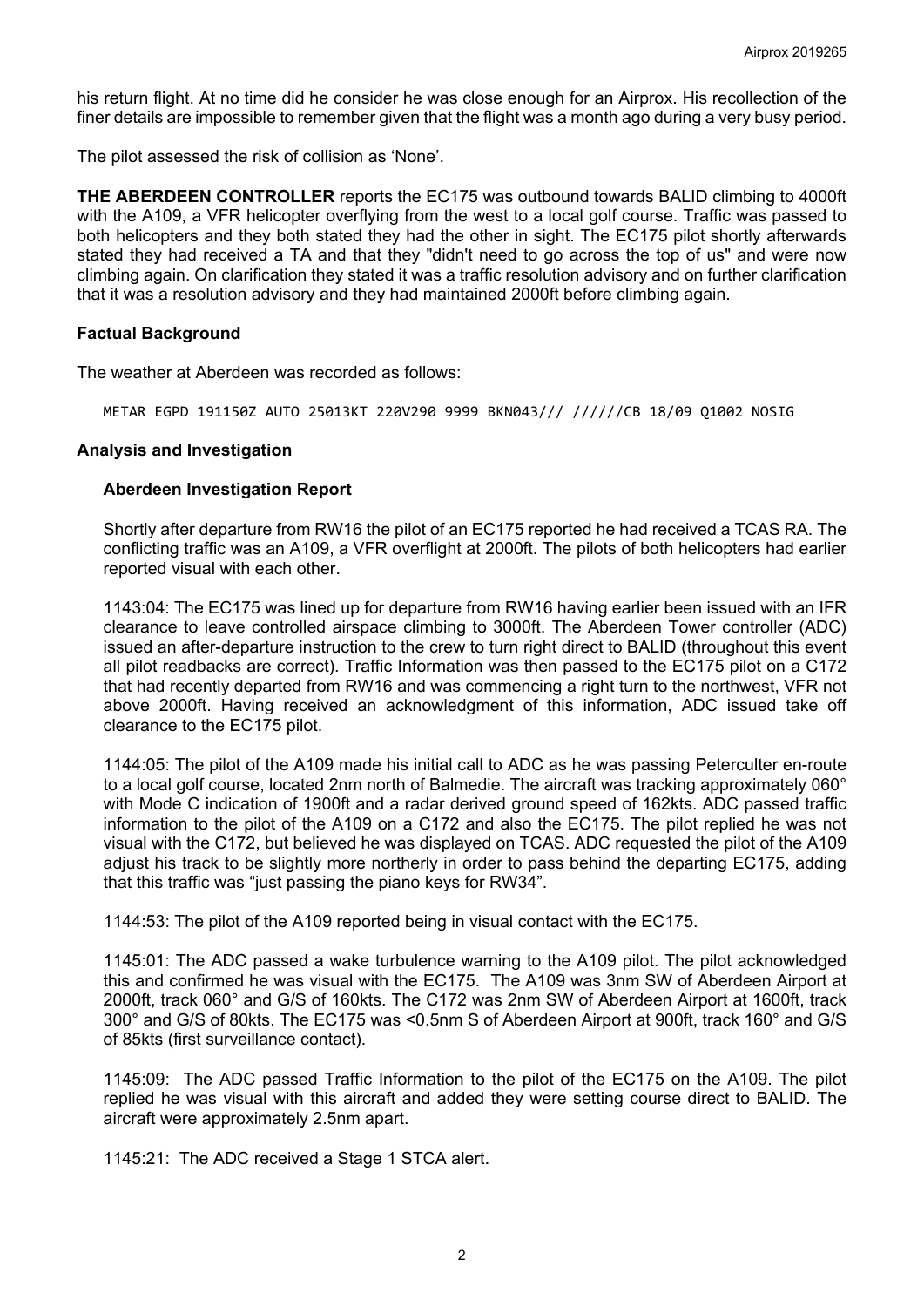his return flight. At no time did he consider he was close enough for an Airprox. His recollection of the finer details are impossible to remember given that the flight was a month ago during a very busy period.

The pilot assessed the risk of collision as 'None'.

**THE ABERDEEN CONTROLLER** reports the EC175 was outbound towards BALID climbing to 4000ft with the A109, a VFR helicopter overflying from the west to a local golf course. Traffic was passed to both helicopters and they both stated they had the other in sight. The EC175 pilot shortly afterwards stated they had received a TA and that they "didn't need to go across the top of us" and were now climbing again. On clarification they stated it was a traffic resolution advisory and on further clarification that it was a resolution advisory and they had maintained 2000ft before climbing again.

## Factual Background

The weather at Aberdeen was recorded as follows:

```
METAR EGPD 191150Z AUTO 25013KT 220V290 9999 BKN043/// //////CB 18/09 Q1002 NOSIG
```

## Analysis and Investigation

### Aberdeen Investigation Report

Shortly after departure from RW16 the pilot of an EC175 reported he had received a TCAS RA. The conflicting traffic was an A109, a VFR overflight at 2000ft. The pilots of both helicopters had earlier reported visual with each other.

1143:04: The EC175 was lined up for departure from RW16 having earlier been issued with an IFR clearance to leave controlled airspace climbing to 3000ft. The Aberdeen Tower controller (ADC) issued an after-departure instruction to the crew to turn right direct to BALID (throughout this event all pilot readbacks are correct). Traffic Information was then passed to the EC175 pilot on a C172 that had recently departed from RW16 and was commencing a right turn to the northwest, VFR not above 2000ft. Having received an acknowledgment of this information, ADC issued take off clearance to the EC175 pilot.

1144:05: The pilot of the A109 made his initial call to ADC as he was passing Peterculter en-route to a local golf course, located 2nm north of Balmedie. The aircraft was tracking approximately 060° with Mode C indication of 1900ft and a radar derived ground speed of 162kts. ADC passed traffic information to the pilot of the A109 on a C172 and also the EC175. The pilot replied he was not visual with the C172, but believed he was displayed on TCAS. ADC requested the pilot of the A109 adjust his track to be slightly more northerly in order to pass behind the departing EC175, adding that this traffic was "just passing the piano keys for RW34".

1144:53: The pilot of the A109 reported being in visual contact with the EC175.

1145:01: The ADC passed a wake turbulence warning to the A109 pilot. The pilot acknowledged this and confirmed he was visual with the EC175. The A109 was 3nm SW of Aberdeen Airport at 2000ft, track 060° and G/S of 160kts. The C172 was 2nm SW of Aberdeen Airport at 1600ft, track 300° and G/S of 80kts. The EC175 was <0.5nm S of Aberdeen Airport at 900ft, track 160° and G/S of 85kts (first surveillance contact).

1145:09: The ADC passed Traffic Information to the pilot of the EC175 on the A109. The pilot replied he was visual with this aircraft and added they were setting course direct to BALID. The aircraft were approximately 2.5nm apart.

1145:21: The ADC received a Stage 1 STCA alert.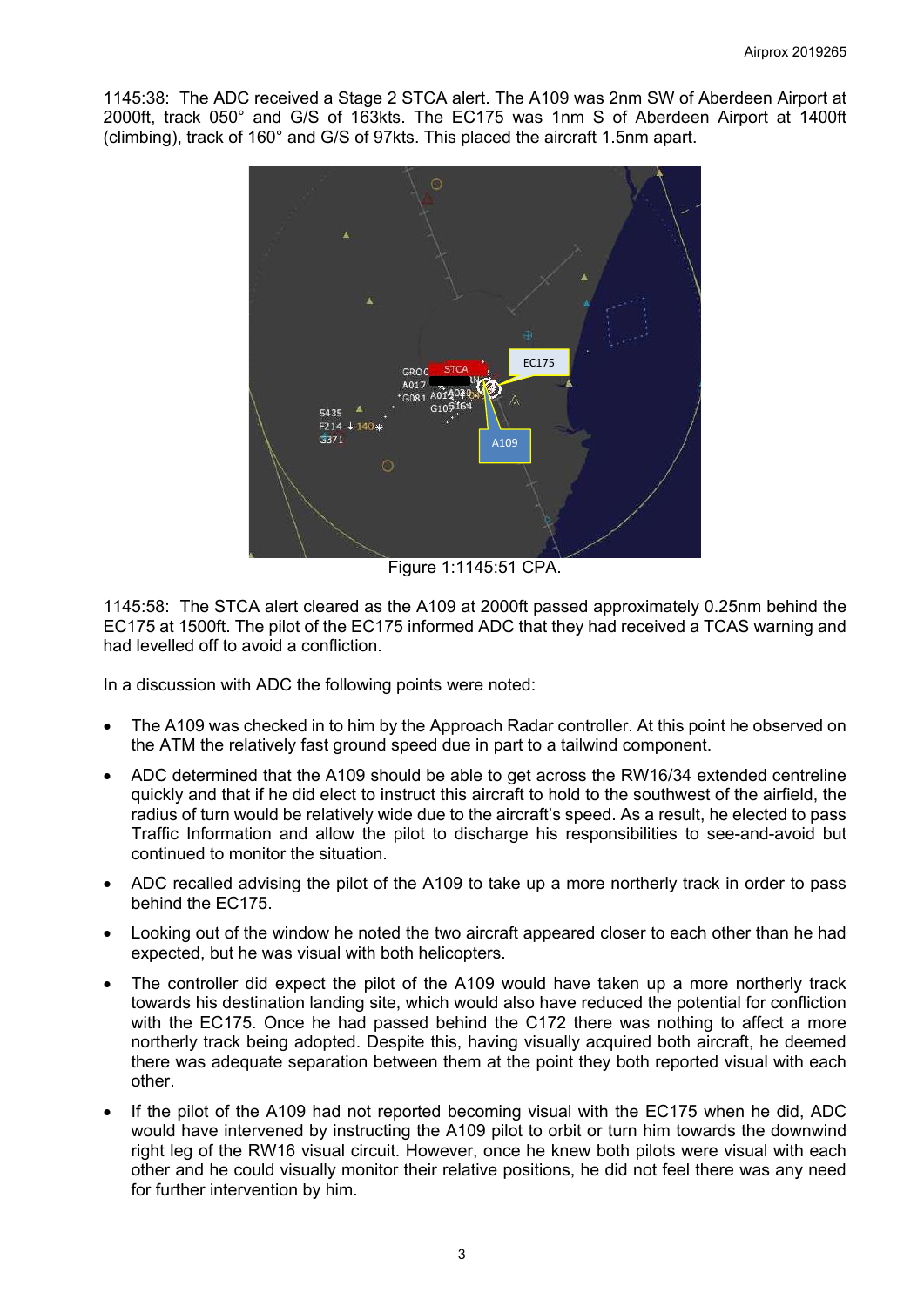1145:38: The ADC received a Stage 2 STCA alert. The A109 was 2nm SW of Aberdeen Airport at 2000ft, track 050° and G/S of 163kts. The EC175 was 1nm S of Aberdeen Airport at 1400ft (climbing), track of 160° and G/S of 97kts. This placed the aircraft 1.5nm apart.

Figure 1:1145:51 CPA.

1145:58: The STCA alert cleared as the A109 at 2000ft passed approximately 0.25nm behind the EC175 at 1500ft. The pilot of the EC175 informed ADC that they had received a TCAS warning and had levelled off to avoid a confliction.

In a discussion with ADC the following points were noted:

- The A109 was checked in to him by the Approach Radar controller. At this point he observed on the ATM the relatively fast ground speed due in part to a tailwind component.
- ADC determined that the A109 should be able to get across the RW16/34 extended centreline quickly and that if he did elect to instruct this aircraft to hold to the southwest of the airfield, the radius of turn would be relatively wide due to the aircraft's speed. As a result, he elected to pass Traffic Information and allow the pilot to discharge his responsibilities to see-and-avoid but continued to monitor the situation.
- ADC recalled advising the pilot of the A109 to take up a more northerly track in order to pass behind the EC175.
- Looking out of the window he noted the two aircraft appeared closer to each other than he had expected, but he was visual with both helicopters.
- The controller did expect the pilot of the A109 would have taken up a more northerly track towards his destination landing site, which would also have reduced the potential for confliction with the EC175. Once he had passed behind the C172 there was nothing to affect a more northerly track being adopted. Despite this, having visually acquired both aircraft, he deemed there was adequate separation between them at the point they both reported visual with each other.
- If the pilot of the A109 had not reported becoming visual with the EC175 when he did, ADC would have intervened by instructing the A109 pilot to orbit or turn him towards the downwind right leg of the RW16 visual circuit. However, once he knew both pilots were visual with each other and he could visually monitor their relative positions, he did not feel there was any need for further intervention by him.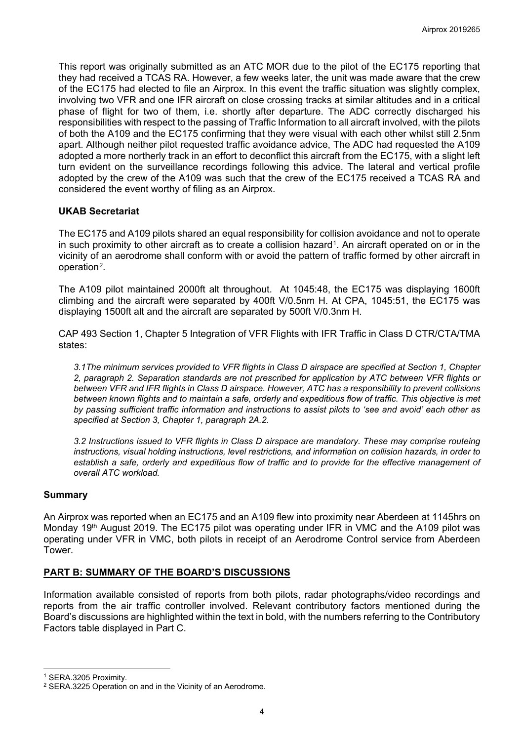This report was originally submitted as an ATC MOR due to the pilot of the EC175 reporting that they had received a TCAS RA. However, a few weeks later, the unit was made aware that the crew of the EC175 had elected to file an Airprox. In this event the traffic situation was slightly complex, involving two VFR and one IFR aircraft on close crossing tracks at similar altitudes and in a critical phase of flight for two of them, i.e. shortly after departure. The ADC correctly discharged his responsibilities with respect to the passing of Traffic Information to all aircraft involved, with the pilots of both the A109 and the EC175 confirming that they were visual with each other whilst still 2.5nm apart. Although neither pilot requested traffic avoidance advice, The ADC had requested the A109 adopted a more northerly track in an effort to deconflict this aircraft from the EC175, with a slight left turn evident on the surveillance recordings following this advice. The lateral and vertical profile adopted by the crew of the A109 was such that the crew of the EC175 received a TCAS RA and considered the event worthy of filing as an Airprox.

### UKAB Secretariat

The EC175 and A109 pilots shared an equal responsibility for collision avoidance and not to operate in such proximity to other aircraft as to create a collision hazard[1]. An aircraft operated on or in the vicinity of an aerodrome shall conform with or avoid the pattern of traffic formed by other aircraft in operation[2].

The A109 pilot maintained 2000ft alt throughout. At 1045:48, the EC175 was displaying 1600ft climbing and the aircraft were separated by 400ft V/0.5nm H. At CPA, 1045:51, the EC175 was displaying 1500ft alt and the aircraft are separated by 500ft V/0.3nm H.

CAP 493 Section 1, Chapter 5 Integration of VFR Flights with IFR Traffic in Class D CTR/CTA/TMA states:

> *3.1The minimum services provided to VFR flights in Class D airspace are specified at Section 1, Chapter 2, paragraph 2. Separation standards are not prescribed for application by ATC between VFR flights or between VFR and IFR flights in Class D airspace. However, ATC has a responsibility to prevent collisions between known flights and to maintain a safe, orderly and expeditious flow of traffic. This objective is met by passing sufficient traffic information and instructions to assist pilots to 'see and avoid' each other as specified at Section 3, Chapter 1, paragraph 2A.2.*
>
> *3.2 Instructions issued to VFR flights in Class D airspace are mandatory. These may comprise routeing instructions, visual holding instructions, level restrictions, and information on collision hazards, in order to establish a safe, orderly and expeditious flow of traffic and to provide for the effective management of overall ATC workload.*

## Summary

An Airprox was reported when an EC175 and an A109 flew into proximity near Aberdeen at 1145hrs on Monday 19th August 2019. The EC175 pilot was operating under IFR in VMC and the A109 pilot was operating under VFR in VMC, both pilots in receipt of an Aerodrome Control service from Aberdeen Tower.

## PART B: SUMMARY OF THE BOARD'S DISCUSSIONS

Information available consisted of reports from both pilots, radar photographs/video recordings and reports from the air traffic controller involved. Relevant contributory factors mentioned during the Board's discussions are highlighted within the text in bold, with the numbers referring to the Contributory Factors table displayed in Part C.

---

[1] SERA.3205 Proximity.

[2] SERA.3225 Operation on and in the Vicinity of an Aerodrome.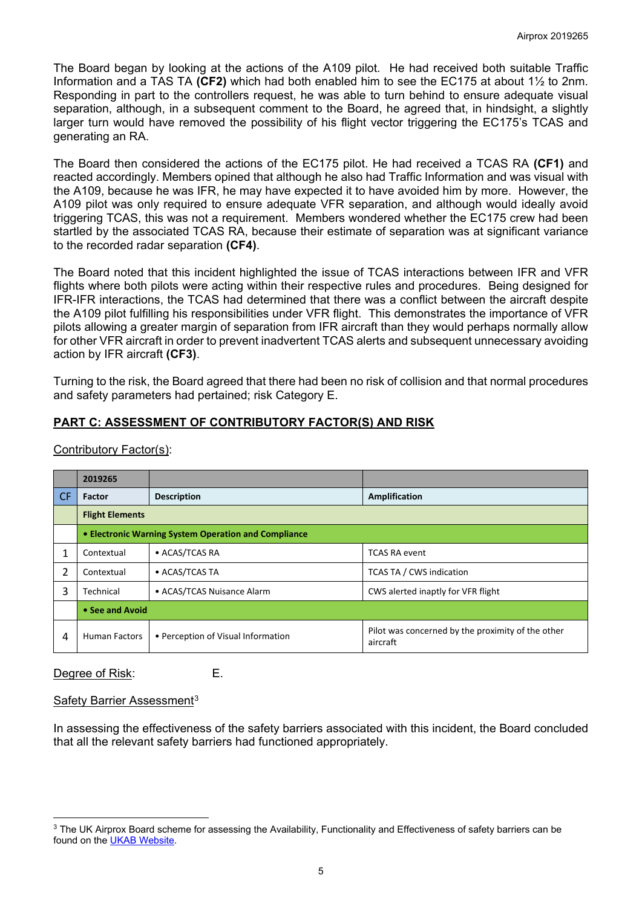The Board began by looking at the actions of the A109 pilot. He had received both suitable Traffic Information and a TAS TA **(CF2)** which had both enabled him to see the EC175 at about 1½ to 2nm. Responding in part to the controllers request, he was able to turn behind to ensure adequate visual separation, although, in a subsequent comment to the Board, he agreed that, in hindsight, a slightly larger turn would have removed the possibility of his flight vector triggering the EC175's TCAS and generating an RA.

The Board then considered the actions of the EC175 pilot. He had received a TCAS RA **(CF1)** and reacted accordingly. Members opined that although he also had Traffic Information and was visual with the A109, because he was IFR, he may have expected it to have avoided him by more. However, the A109 pilot was only required to ensure adequate VFR separation, and although would ideally avoid triggering TCAS, this was not a requirement. Members wondered whether the EC175 crew had been startled by the associated TCAS RA, because their estimate of separation was at significant variance to the recorded radar separation **(CF4)**.

The Board noted that this incident highlighted the issue of TCAS interactions between IFR and VFR flights where both pilots were acting within their respective rules and procedures. Being designed for IFR-IFR interactions, the TCAS had determined that there was a conflict between the aircraft despite the A109 pilot fulfilling his responsibilities under VFR flight. This demonstrates the importance of VFR pilots allowing a greater margin of separation from IFR aircraft than they would perhaps normally allow for other VFR aircraft in order to prevent inadvertent TCAS alerts and subsequent unnecessary avoiding action by IFR aircraft **(CF3)**.

Turning to the risk, the Board agreed that there had been no risk of collision and that normal procedures and safety parameters had pertained; risk Category E.

## PART C: ASSESSMENT OF CONTRIBUTORY FACTOR(S) AND RISK

Contributory Factor(s):

| | 2019265 | | |
|---|---|---|---|
| CF | Factor | Description | Amplification |
| | **Flight Elements** | | |
| | **• Electronic Warning System Operation and Compliance** | | |
| 1 | Contextual | • ACAS/TCAS RA | TCAS RA event |
| 2 | Contextual | • ACAS/TCAS TA | TCAS TA / CWS indication |
| 3 | Technical | • ACAS/TCAS Nuisance Alarm | CWS alerted inaptly for VFR flight |
| | **• See and Avoid** | | |
| 4 | Human Factors | • Perception of Visual Information | Pilot was concerned by the proximity of the other aircraft |

Degree of Risk: E.

Safety Barrier Assessment[3]

In assessing the effectiveness of the safety barriers associated with this incident, the Board concluded that all the relevant safety barriers had functioned appropriately.

[3] The UK Airprox Board scheme for assessing the Availability, Functionality and Effectiveness of safety barriers can be found on the UKAB Website.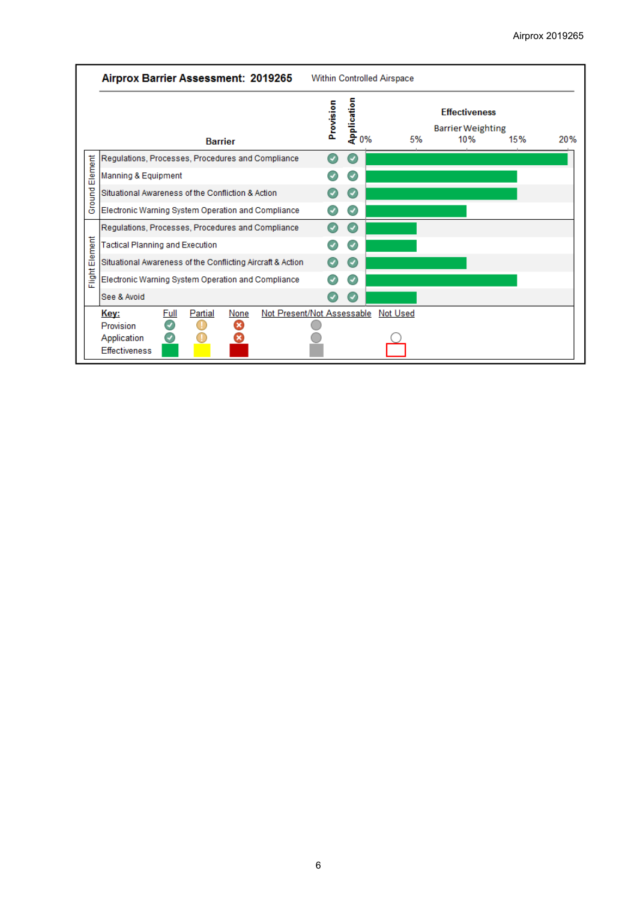## Airprox Barrier Assessment: 2019265

Within Controlled Airspace

Barrier | Provision | Application | Effectiveness (Barrier Weighting 0% 5% 10% 15% 20%)

Ground Element

Regulations, Processes, Procedures and Compliance

Manning & Equipment

Situational Awareness of the Confliction & Action

Electronic Warning System Operation and Compliance

Flight Element

Regulations, Processes, Procedures and Compliance

Tactical Planning and Execution

Situational Awareness of the Conflicting Aircraft & Action

Electronic Warning System Operation and Compliance

See & Avoid

**Key:** Full, Partial, None, Not Present/Not Assessable, Not Used

Provision

Application

Effectiveness